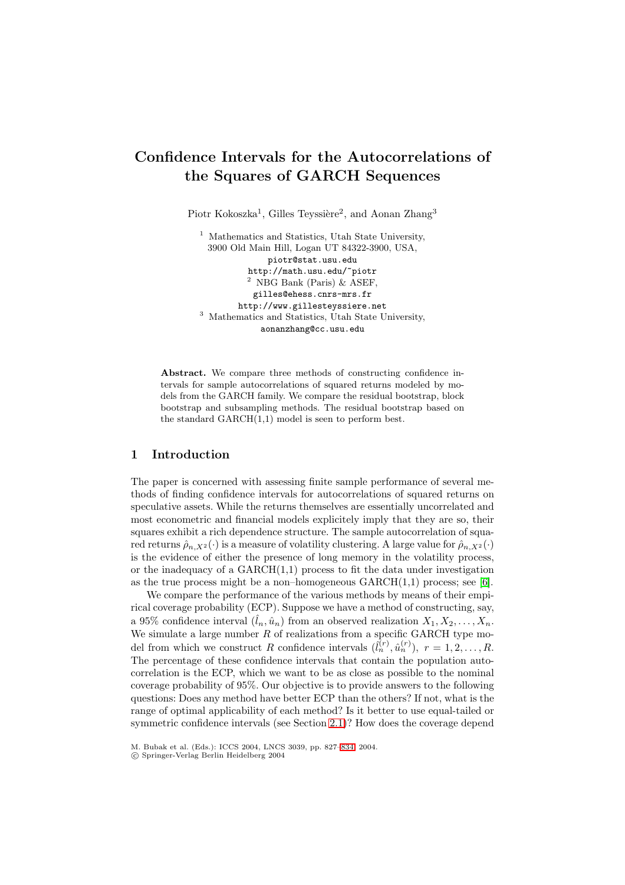# Confidence Intervals for the Autocorrelations of the Squares of GARCH Sequences

Piotr Kokoszka[1], Gilles Teyssière[2], and Aonan Zhang[3]

[1] Mathematics and Statistics, Utah State University, 3900 Old Main Hill, Logan UT 84322-3900, USA,
piotr@stat.usu.edu
http://math.usu.edu/~piotr

[2] NBG Bank (Paris) & ASEF,
gilles@ehess.cnrs-mrs.fr
http://www.gillesteyssiere.net

[3] Mathematics and Statistics, Utah State University,
aonanzhang@cc.usu.edu

**Abstract.** We compare three methods of constructing confidence intervals for sample autocorrelations of squared returns modeled by models from the GARCH family. We compare the residual bootstrap, block bootstrap and subsampling methods. The residual bootstrap based on the standard GARCH(1,1) model is seen to perform best.

## 1 Introduction

The paper is concerned with assessing finite sample performance of several methods of finding confidence intervals for autocorrelations of squared returns on speculative assets. While the returns themselves are essentially uncorrelated and most econometric and financial models explicitely imply that they are so, their squares exhibit a rich dependence structure. The sample autocorrelation of squared returns $\hat{\rho}_{n,X^2}(\cdot)$ is a measure of volatility clustering. A large value for $\hat{\rho}_{n,X^2}(\cdot)$ is the evidence of either the presence of long memory in the volatility process, or the inadequacy of a GARCH(1,1) process to fit the data under investigation as the true process might be a non–homogeneous GARCH(1,1) process; see [6].

We compare the performance of the various methods by means of their empirical coverage probability (ECP). Suppose we have a method of constructing, say, a 95% confidence interval $(\hat{l}_n, \hat{u}_n)$ from an observed realization $X_1, X_2, \ldots, X_n$. We simulate a large number $R$ of realizations from a specific GARCH type model from which we construct $R$ confidence intervals $(\hat{l}_n^{(r)}, \hat{u}_n^{(r)}),\ r = 1, 2, \ldots, R$. The percentage of these confidence intervals that contain the population autocorrelation is the ECP, which we want to be as close as possible to the nominal coverage probability of 95%. Our objective is to provide answers to the following questions: Does any method have better ECP than the others? If not, what is the range of optimal applicability of each method? Is it better to use equal-tailed or symmetric confidence intervals (see Section 2.1)? How does the coverage depend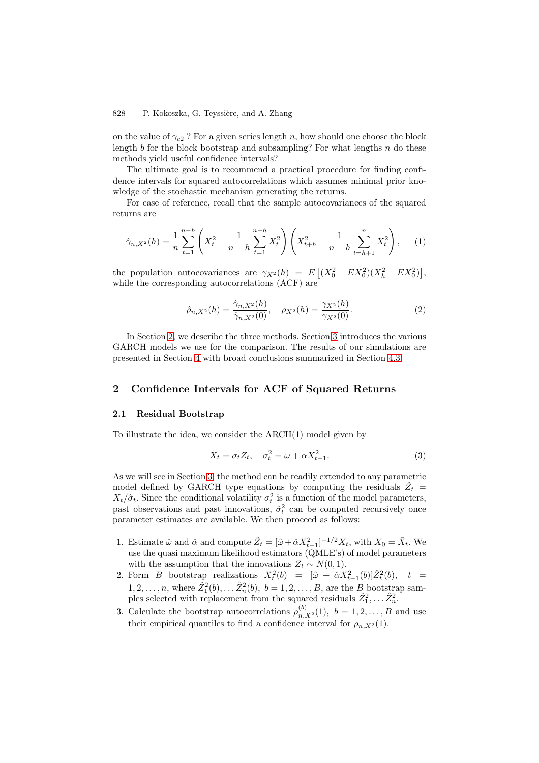on the value of $\gamma_{c2}$ ? For a given series length $n$, how should one choose the block length $b$ for the block bootstrap and subsampling? For what lengths $n$ do these methods yield useful confidence intervals?

The ultimate goal is to recommend a practical procedure for finding confidence intervals for squared autocorrelations which assumes minimal prior knowledge of the stochastic mechanism generating the returns.

For ease of reference, recall that the sample autocovariances of the squared returns are

$$\hat{\gamma}_{n,X^2}(h) = \frac{1}{n}\sum_{t=1}^{n-h}\left(X_t^2 - \frac{1}{n-h}\sum_{t=1}^{n-h}X_t^2\right)\left(X_{t+h}^2 - \frac{1}{n-h}\sum_{t=h+1}^{n}X_t^2\right), \quad (1)$$

the population autocovariances are $\gamma_{X^2}(h) = E\left[(X_0^2 - EX_0^2)(X_h^2 - EX_0^2)\right]$, while the corresponding autocorrelations (ACF) are

$$\hat{\rho}_{n,X^2}(h) = \frac{\hat{\gamma}_{n,X^2}(h)}{\hat{\gamma}_{n,X^2}(0)}, \quad \rho_{X^2}(h) = \frac{\gamma_{X^2}(h)}{\gamma_{X^2}(0)}. \quad (2)$$

In Section 2, we describe the three methods. Section 3 introduces the various GARCH models we use for the comparison. The results of our simulations are presented in Section 4 with broad conclusions summarized in Section 4.3.

## 2 Confidence Intervals for ACF of Squared Returns

### 2.1 Residual Bootstrap

To illustrate the idea, we consider the ARCH(1) model given by

$$X_t = \sigma_t Z_t, \quad \sigma_t^2 = \omega + \alpha X_{t-1}^2. \quad (3)$$

As we will see in Section 3, the method can be readily extended to any parametric model defined by GARCH type equations by computing the residuals $\hat{Z}_t = X_t/\hat{\sigma}_t$. Since the conditional volatility $\sigma_t^2$ is a function of the model parameters, past observations and past innovations, $\hat{\sigma}_t^2$ can be computed recursively once parameter estimates are available. We then proceed as follows:

1. Estimate $\hat{\omega}$ and $\hat{\alpha}$ and compute $\hat{Z}_t = [\hat{\omega} + \hat{\alpha}X_{t-1}^2]^{-1/2}X_t$, with $X_0 = \bar{X}_t$. We use the quasi maximum likelihood estimators (QMLE's) of model parameters with the assumption that the innovations $Z_t \sim N(0,1)$.
2. Form $B$ bootstrap realizations $X_t^2(b) = [\hat{\omega} + \hat{\alpha}X_{t-1}^2(b)]\hat{Z}_t^2(b)$, $t = 1, 2, \ldots, n$, where $\hat{Z}_1^2(b), \ldots \hat{Z}_n^2(b)$, $b = 1, 2, \ldots, B$, are the $B$ bootstrap samples selected with replacement from the squared residuals $\hat{Z}_1^2, \ldots \hat{Z}_n^2$.
3. Calculate the bootstrap autocorrelations $\rho_{n,X^2}^{(b)}(1)$, $b = 1, 2, \ldots, B$ and use their empirical quantiles to find a confidence interval for $\rho_{n,X^2}(1)$.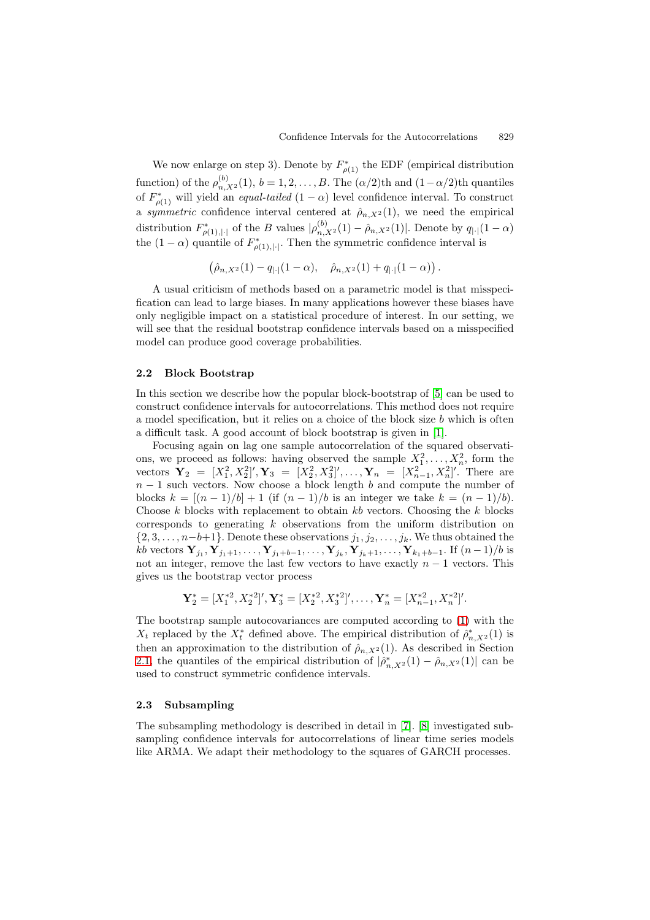We now enlarge on step 3). Denote by $F^*_{\rho(1)}$ the EDF (empirical distribution function) of the $\rho^{(b)}_{n,X^2}(1)$, $b = 1, 2, \ldots, B$. The $(\alpha/2)$th and $(1-\alpha/2)$th quantiles of $F^*_{\rho(1)}$ will yield an *equal-tailed* $(1-\alpha)$ level confidence interval. To construct a *symmetric* confidence interval centered at $\hat{\rho}_{n,X^2}(1)$, we need the empirical distribution $F^*_{\rho(1),|\cdot|}$ of the $B$ values $|\rho^{(b)}_{n,X^2}(1) - \hat{\rho}_{n,X^2}(1)|$. Denote by $q_{|\cdot|}(1-\alpha)$ the $(1-\alpha)$ quantile of $F^*_{\rho(1),|\cdot|}$. Then the symmetric confidence interval is

$$\left(\hat{\rho}_{n,X^2}(1) - q_{|\cdot|}(1-\alpha), \quad \hat{\rho}_{n,X^2}(1) + q_{|\cdot|}(1-\alpha)\right).$$

A usual criticism of methods based on a parametric model is that misspecification can lead to large biases. In many applications however these biases have only negligible impact on a statistical procedure of interest. In our setting, we will see that the residual bootstrap confidence intervals based on a misspecified model can produce good coverage probabilities.

### 2.2 Block Bootstrap

In this section we describe how the popular block-bootstrap of [5] can be used to construct confidence intervals for autocorrelations. This method does not require a model specification, but it relies on a choice of the block size $b$ which is often a difficult task. A good account of block bootstrap is given in [1].

Focusing again on lag one sample autocorrelation of the squared observations, we proceed as follows: having observed the sample $X_1^2, \ldots, X_n^2$, form the vectors $\mathbf{Y}_2 = [X_1^2, X_2^2]', \mathbf{Y}_3 = [X_2^2, X_3^2]', \ldots, \mathbf{Y}_n = [X_{n-1}^2, X_n^2]'$. There are $n-1$ such vectors. Now choose a block length $b$ and compute the number of blocks $k = [(n-1)/b] + 1$ (if $(n-1)/b$ is an integer we take $k = (n-1)/b$). Choose $k$ blocks with replacement to obtain $kb$ vectors. Choosing the $k$ blocks corresponds to generating $k$ observations from the uniform distribution on $\{2, 3, \ldots, n-b+1\}$. Denote these observations $j_1, j_2, \ldots, j_k$. We thus obtained the $kb$ vectors $\mathbf{Y}_{j_1}, \mathbf{Y}_{j_1+1}, \ldots, \mathbf{Y}_{j_1+b-1}, \ldots, \mathbf{Y}_{j_k}, \mathbf{Y}_{j_k+1}, \ldots, \mathbf{Y}_{k_1+b-1}$. If $(n-1)/b$ is not an integer, remove the last few vectors to have exactly $n-1$ vectors. This gives us the bootstrap vector process

$$\mathbf{Y}_2^* = [X_1^{*2}, X_2^{*2}]', \mathbf{Y}_3^* = [X_2^{*2}, X_3^{*2}]', \ldots, \mathbf{Y}_n^* = [X_{n-1}^{*2}, X_n^{*2}]'.$$

The bootstrap sample autocovariances are computed according to (1) with the $X_t$ replaced by the $X_t^*$ defined above. The empirical distribution of $\hat{\rho}^*_{n,X^2}(1)$ is then an approximation to the distribution of $\hat{\rho}_{n,X^2}(1)$. As described in Section 2.1, the quantiles of the empirical distribution of $|\hat{\rho}^*_{n,X^2}(1) - \hat{\rho}_{n,X^2}(1)|$ can be used to construct symmetric confidence intervals.

### 2.3 Subsampling

The subsampling methodology is described in detail in [7]. [8] investigated subsampling confidence intervals for autocorrelations of linear time series models like ARMA. We adapt their methodology to the squares of GARCH processes.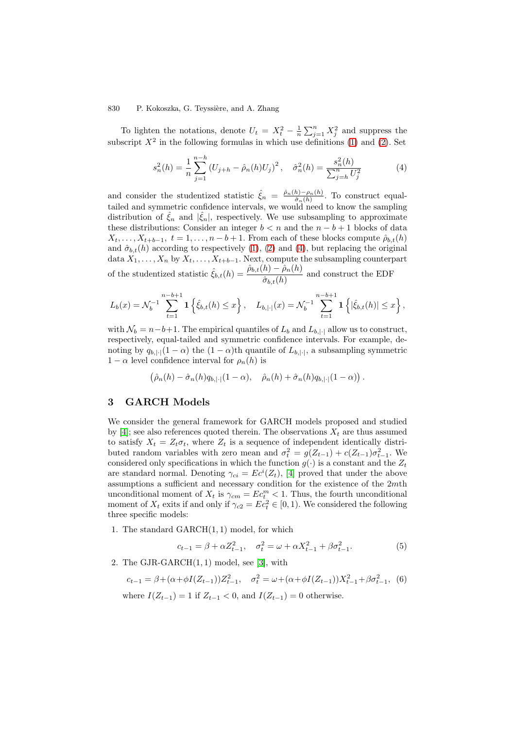To lighten the notations, denote $U_t = X_t^2 - \frac{1}{n}\sum_{j=1}^n X_j^2$ and suppress the subscript $X^2$ in the following formulas in which use definitions (1) and (2). Set

$$s_n^2(h) = \frac{1}{n}\sum_{j=1}^{n-h}\left(U_{j+h} - \hat{\rho}_n(h)U_j\right)^2, \quad \hat{\sigma}_n^2(h) = \frac{s_n^2(h)}{\sum_{j=h}^n U_j^2} \tag{4}$$

and consider the studentized statistic $\hat{\xi}_n = \frac{\hat{\rho}_n(h)-\rho_n(h)}{\hat{\sigma}_n(h)}$. To construct equal-tailed and symmetric confidence intervals, we would need to know the sampling distribution of $\hat{\xi}_n$ and $|\hat{\xi}_n|$, respectively. We use subsampling to approximate these distributions: Consider an integer $b < n$ and the $n-b+1$ blocks of data $X_t, \ldots, X_{t+b-1}$, $t = 1, \ldots, n-b+1$. From each of these blocks compute $\hat{\rho}_{b,t}(h)$ and $\hat{\sigma}_{b,t}(h)$ according to respectively (1), (2) and (4), but replacing the original data $X_1, \ldots, X_n$ by $X_t, \ldots, X_{t+b-1}$. Next, compute the subsampling counterpart of the studentized statistic $\hat{\xi}_{b,t}(h) = \dfrac{\hat{\rho}_{b,t}(h) - \hat{\rho}_n(h)}{\hat{\sigma}_{b,t}(h)}$ and construct the EDF

$$L_b(x) = \mathcal{N}_b^{-1}\sum_{t=1}^{n-b+1}\mathbf{1}\left\{\hat{\xi}_{b,t}(h) \le x\right\}, \quad L_{b,|\cdot|}(x) = \mathcal{N}_b^{-1}\sum_{t=1}^{n-b+1}\mathbf{1}\left\{|\hat{\xi}_{b,t}(h)| \le x\right\},$$

with $\mathcal{N}_b = n-b+1$. The empirical quantiles of $L_b$ and $L_{b,|\cdot|}$ allow us to construct, respectively, equal-tailed and symmetric confidence intervals. For example, denoting by $q_{b,|\cdot|}(1-\alpha)$ the $(1-\alpha)$th quantile of $L_{b,|\cdot|}$, a subsampling symmetric $1-\alpha$ level confidence interval for $\rho_n(h)$ is

$$\left(\hat{\rho}_n(h) - \hat{\sigma}_n(h)q_{b,|\cdot|}(1-\alpha), \quad \hat{\rho}_n(h) + \hat{\sigma}_n(h)q_{b,|\cdot|}(1-\alpha)\right).$$

## 3 GARCH Models

We consider the general framework for GARCH models proposed and studied by [4]; see also references quoted therein. The observations $X_t$ are thus assumed to satisfy $X_t = Z_t\sigma_t$, where $Z_t$ is a sequence of independent identically distributed random variables with zero mean and $\sigma_t^2 = g(Z_{t-1}) + c(Z_{t-1})\sigma_{t-1}^2$. We considered only specifications in which the function $g(\cdot)$ is a constant and the $Z_t$ are standard normal. Denoting $\gamma_{ci} = Ec^i(Z_t)$, [4] proved that under the above assumptions a sufficient and necessary condition for the existence of the $2m$th unconditional moment of $X_t$ is $\gamma_{cm} = Ec_t^m < 1$. Thus, the fourth unconditional moment of $X_t$ exits if and only if $\gamma_{c2} = Ec_t^2 \in [0, 1)$. We considered the following three specific models:

1. The standard GARCH$(1,1)$ model, for which

$$c_{t-1} = \beta + \alpha Z_{t-1}^2, \quad \sigma_t^2 = \omega + \alpha X_{t-1}^2 + \beta\sigma_{t-1}^2. \tag{5}$$

2. The GJR-GARCH$(1,1)$ model, see [3], with

$$c_{t-1} = \beta + (\alpha + \phi I(Z_{t-1}))Z_{t-1}^2, \quad \sigma_t^2 = \omega + (\alpha + \phi I(Z_{t-1}))X_{t-1}^2 + \beta\sigma_{t-1}^2, \tag{6}$$

   where $I(Z_{t-1}) = 1$ if $Z_{t-1} < 0$, and $I(Z_{t-1}) = 0$ otherwise.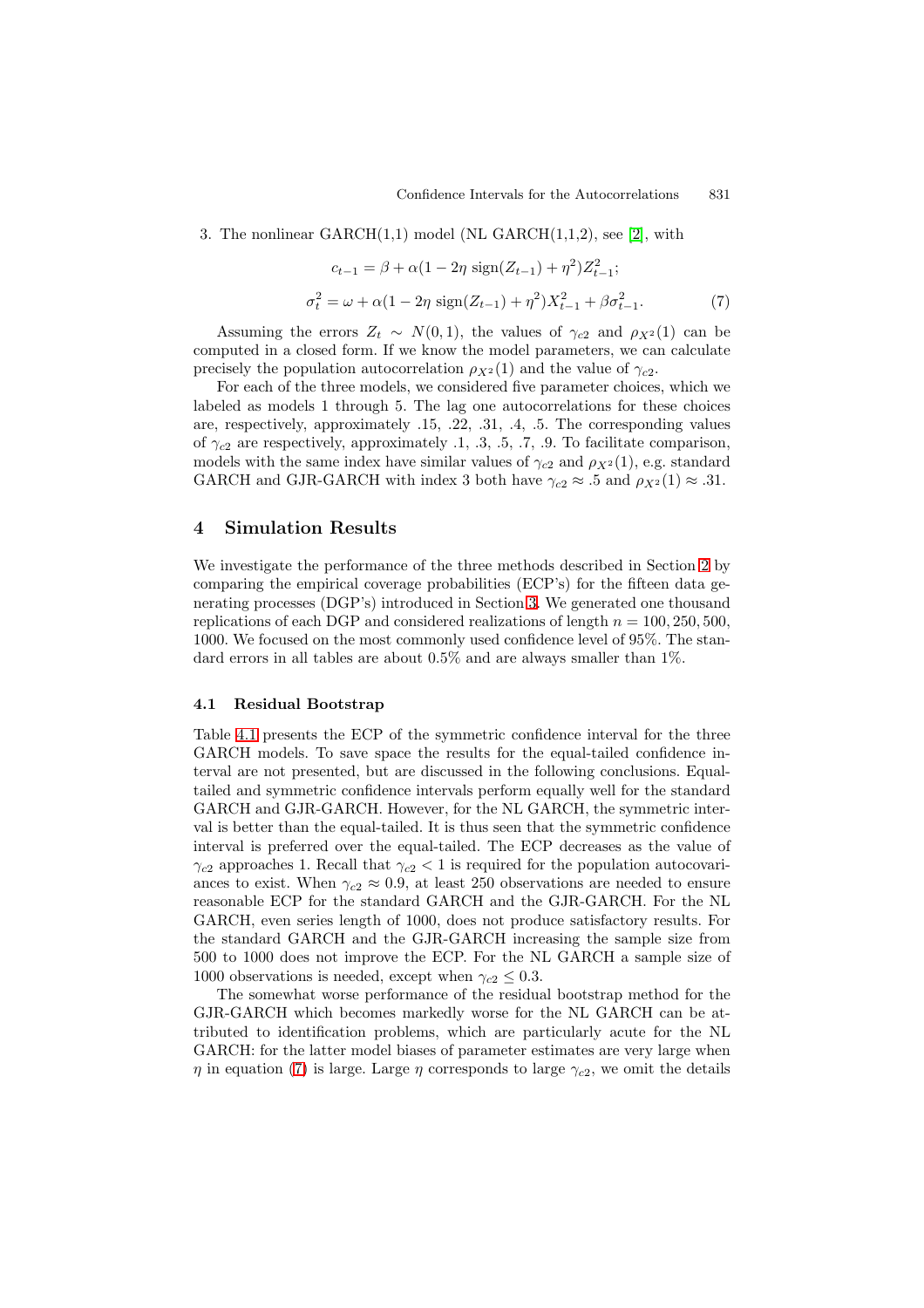3. The nonlinear GARCH(1,1) model (NL GARCH(1,1,2), see [2], with

$$c_{t-1} = \beta + \alpha(1 - 2\eta \, \text{sign}(Z_{t-1}) + \eta^2) Z_{t-1}^2;$$

$$\sigma_t^2 = \omega + \alpha(1 - 2\eta \, \text{sign}(Z_{t-1}) + \eta^2) X_{t-1}^2 + \beta \sigma_{t-1}^2. \tag{7}$$

Assuming the errors $Z_t \sim N(0,1)$, the values of $\gamma_{c2}$ and $\rho_{X^2}(1)$ can be computed in a closed form. If we know the model parameters, we can calculate precisely the population autocorrelation $\rho_{X^2}(1)$ and the value of $\gamma_{c2}$.

For each of the three models, we considered five parameter choices, which we labeled as models 1 through 5. The lag one autocorrelations for these choices are, respectively, approximately .15, .22, .31, .4, .5. The corresponding values of $\gamma_{c2}$ are respectively, approximately .1, .3, .5, .7, .9. To facilitate comparison, models with the same index have similar values of $\gamma_{c2}$ and $\rho_{X^2}(1)$, e.g. standard GARCH and GJR-GARCH with index 3 both have $\gamma_{c2} \approx .5$ and $\rho_{X^2}(1) \approx .31$.

## 4 Simulation Results

We investigate the performance of the three methods described in Section 2 by comparing the empirical coverage probabilities (ECP's) for the fifteen data generating processes (DGP's) introduced in Section 3. We generated one thousand replications of each DGP and considered realizations of length $n = 100, 250, 500, 1000$. We focused on the most commonly used confidence level of 95%. The standard errors in all tables are about 0.5% and are always smaller than 1%.

### 4.1 Residual Bootstrap

Table 4.1 presents the ECP of the symmetric confidence interval for the three GARCH models. To save space the results for the equal-tailed confidence interval are not presented, but are discussed in the following conclusions. Equal-tailed and symmetric confidence intervals perform equally well for the standard GARCH and GJR-GARCH. However, for the NL GARCH, the symmetric interval is better than the equal-tailed. It is thus seen that the symmetric confidence interval is preferred over the equal-tailed. The ECP decreases as the value of $\gamma_{c2}$ approaches 1. Recall that $\gamma_{c2} < 1$ is required for the population autocovariances to exist. When $\gamma_{c2} \approx 0.9$, at least 250 observations are needed to ensure reasonable ECP for the standard GARCH and the GJR-GARCH. For the NL GARCH, even series length of 1000, does not produce satisfactory results. For the standard GARCH and the GJR-GARCH increasing the sample size from 500 to 1000 does not improve the ECP. For the NL GARCH a sample size of 1000 observations is needed, except when $\gamma_{c2} \leq 0.3$.

The somewhat worse performance of the residual bootstrap method for the GJR-GARCH which becomes markedly worse for the NL GARCH can be attributed to identification problems, which are particularly acute for the NL GARCH: for the latter model biases of parameter estimates are very large when $\eta$ in equation (7) is large. Large $\eta$ corresponds to large $\gamma_{c2}$, we omit the details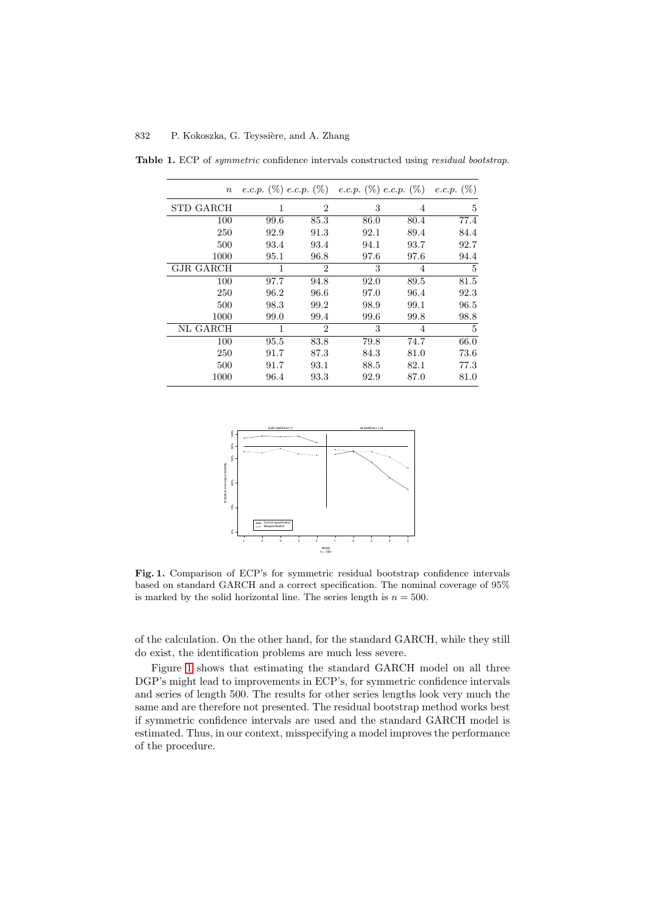**Table 1.** ECP of *symmetric* confidence intervals constructed using *residual bootstrap*.

| $n$ | *e.c.p.* (%) | *e.c.p.* (%) | *e.c.p.* (%) | *e.c.p.* (%) | *e.c.p.* (%) |
|---|---|---|---|---|---|
| STD GARCH | 1 | 2 | 3 | 4 | 5 |
| 100 | 99.6 | 85.3 | 86.0 | 80.4 | 77.4 |
| 250 | 92.9 | 91.3 | 92.1 | 89.4 | 84.4 |
| 500 | 93.4 | 93.4 | 94.1 | 93.7 | 92.7 |
| 1000 | 95.1 | 96.8 | 97.6 | 97.6 | 94.4 |
| GJR GARCH | 1 | 2 | 3 | 4 | 5 |
| 100 | 97.7 | 94.8 | 92.0 | 89.5 | 81.5 |
| 250 | 96.2 | 96.6 | 97.0 | 96.4 | 92.3 |
| 500 | 98.3 | 99.2 | 98.9 | 99.1 | 96.5 |
| 1000 | 99.0 | 99.4 | 99.6 | 99.8 | 98.8 |
| NL GARCH | 1 | 2 | 3 | 4 | 5 |
| 100 | 95.5 | 83.8 | 79.8 | 74.7 | 66.0 |
| 250 | 91.7 | 87.3 | 84.3 | 81.0 | 73.6 |
| 500 | 91.7 | 93.1 | 88.5 | 82.1 | 77.3 |
| 1000 | 96.4 | 93.3 | 92.9 | 87.0 | 81.0 |

**Fig. 1.** Comparison of ECP's for symmetric residual bootstrap confidence intervals based on standard GARCH and a correct specification. The nominal coverage of 95% is marked by the solid horizontal line. The series length is $n = 500$.

of the calculation. On the other hand, for the standard GARCH, while they still do exist, the identification problems are much less severe.

Figure 1 shows that estimating the standard GARCH model on all three DGP's might lead to improvements in ECP's, for symmetric confidence intervals and series of length 500. The results for other series lengths look very much the same and are therefore not presented. The residual bootstrap method works best if symmetric confidence intervals are used and the standard GARCH model is estimated. Thus, in our context, misspecifying a model improves the performance of the procedure.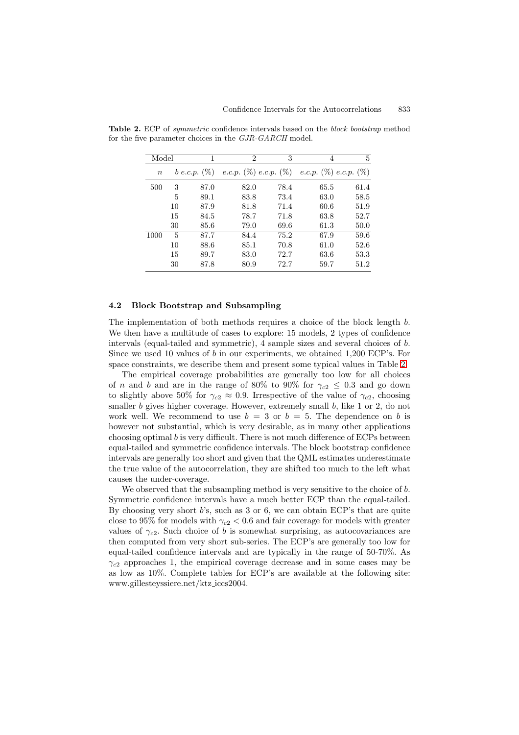**Table 2.** ECP of *symmetric* confidence intervals based on the *block bootstrap* method for the five parameter choices in the *GJR-GARCH* model.

| Model | | 1 | 2 | 3 | 4 | 5 |
|---|---|---|---|---|---|---|
| $n$ | $b$ | *e.c.p.* (%) | *e.c.p.* (%) | *e.c.p.* (%) | *e.c.p.* (%) | *e.c.p.* (%) |
| 500 | 3 | 87.0 | 82.0 | 78.4 | 65.5 | 61.4 |
| | 5 | 89.1 | 83.8 | 73.4 | 63.0 | 58.5 |
| | 10 | 87.9 | 81.8 | 71.4 | 60.6 | 51.9 |
| | 15 | 84.5 | 78.7 | 71.8 | 63.8 | 52.7 |
| | 30 | 85.6 | 79.0 | 69.6 | 61.3 | 50.0 |
| 1000 | 5 | 87.7 | 84.4 | 75.2 | 67.9 | 59.6 |
| | 10 | 88.6 | 85.1 | 70.8 | 61.0 | 52.6 |
| | 15 | 89.7 | 83.0 | 72.7 | 63.6 | 53.3 |
| | 30 | 87.8 | 80.9 | 72.7 | 59.7 | 51.2 |

### 4.2 Block Bootstrap and Subsampling

The implementation of both methods requires a choice of the block length $b$. We then have a multitude of cases to explore: 15 models, 2 types of confidence intervals (equal-tailed and symmetric), 4 sample sizes and several choices of $b$. Since we used 10 values of $b$ in our experiments, we obtained 1,200 ECP's. For space constraints, we describe them and present some typical values in Table 2.

The empirical coverage probabilities are generally too low for all choices of $n$ and $b$ and are in the range of 80% to 90% for $\gamma_{c2} \leq 0.3$ and go down to slightly above 50% for $\gamma_{c2} \approx 0.9$. Irrespective of the value of $\gamma_{c2}$, choosing smaller $b$ gives higher coverage. However, extremely small $b$, like 1 or 2, do not work well. We recommend to use $b = 3$ or $b = 5$. The dependence on $b$ is however not substantial, which is very desirable, as in many other applications choosing optimal $b$ is very difficult. There is not much difference of ECPs between equal-tailed and symmetric confidence intervals. The block bootstrap confidence intervals are generally too short and given that the QML estimates underestimate the true value of the autocorrelation, they are shifted too much to the left what causes the under-coverage.

We observed that the subsampling method is very sensitive to the choice of $b$. Symmetric confidence intervals have a much better ECP than the equal-tailed. By choosing very short $b$'s, such as 3 or 6, we can obtain ECP's that are quite close to 95% for models with $\gamma_{c2} < 0.6$ and fair coverage for models with greater values of $\gamma_{c2}$. Such choice of $b$ is somewhat surprising, as autocovariances are then computed from very short sub-series. The ECP's are generally too low for equal-tailed confidence intervals and are typically in the range of 50-70%. As $\gamma_{c2}$ approaches 1, the empirical coverage decrease and in some cases may be as low as 10%. Complete tables for ECP's are available at the following site: www.gillesteyssiere.net/ktz_iccs2004.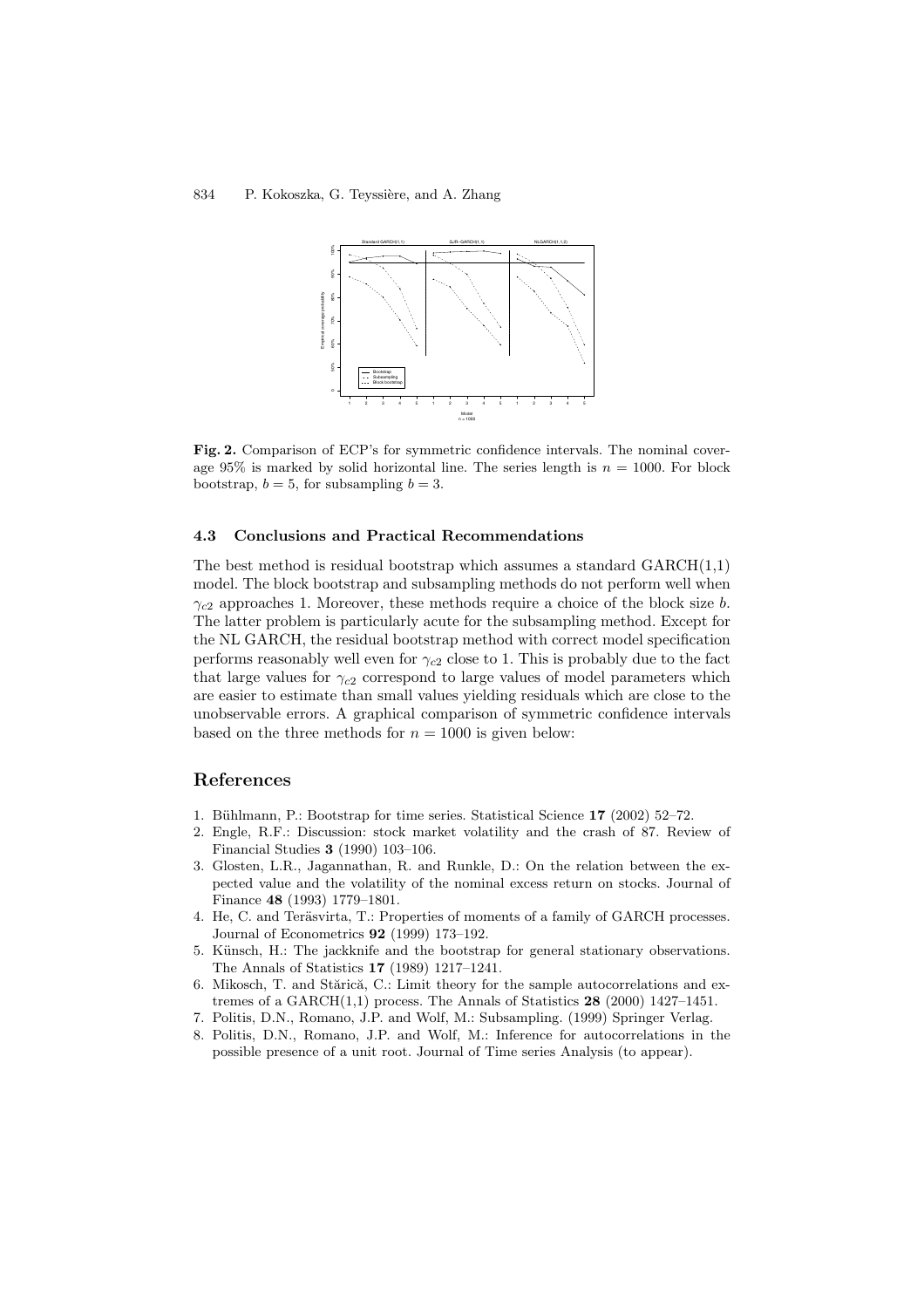Standard GARCH(1,1)

GJR-GARCH(1,1)

NLGARCH(1,1,2)

Empirical coverage probability

Bootstrap
Subsampling
Block bootstrap

Model
n = 1000

**Fig. 2.** Comparison of ECP's for symmetric confidence intervals. The nominal coverage 95% is marked by solid horizontal line. The series length is $n = 1000$. For block bootstrap, $b = 5$, for subsampling $b = 3$.

### 4.3 Conclusions and Practical Recommendations

The best method is residual bootstrap which assumes a standard GARCH(1,1) model. The block bootstrap and subsampling methods do not perform well when $\gamma_{c2}$ approaches 1. Moreover, these methods require a choice of the block size $b$. The latter problem is particularly acute for the subsampling method. Except for the NL GARCH, the residual bootstrap method with correct model specification performs reasonably well even for $\gamma_{c2}$ close to 1. This is probably due to the fact that large values for $\gamma_{c2}$ correspond to large values of model parameters which are easier to estimate than small values yielding residuals which are close to the unobservable errors. A graphical comparison of symmetric confidence intervals based on the three methods for $n = 1000$ is given below:

## References

1. Bühlmann, P.: Bootstrap for time series. Statistical Science **17** (2002) 52–72.
2. Engle, R.F.: Discussion: stock market volatility and the crash of 87. Review of Financial Studies **3** (1990) 103–106.
3. Glosten, L.R., Jagannathan, R. and Runkle, D.: On the relation between the expected value and the volatility of the nominal excess return on stocks. Journal of Finance **48** (1993) 1779–1801.
4. He, C. and Teräsvirta, T.: Properties of moments of a family of GARCH processes. Journal of Econometrics **92** (1999) 173–192.
5. Künsch, H.: The jackknife and the bootstrap for general stationary observations. The Annals of Statistics **17** (1989) 1217–1241.
6. Mikosch, T. and Stărică, C.: Limit theory for the sample autocorrelations and extremes of a GARCH(1,1) process. The Annals of Statistics **28** (2000) 1427–1451.
7. Politis, D.N., Romano, J.P. and Wolf, M.: Subsampling. (1999) Springer Verlag.
8. Politis, D.N., Romano, J.P. and Wolf, M.: Inference for autocorrelations in the possible presence of a unit root. Journal of Time series Analysis (to appear).